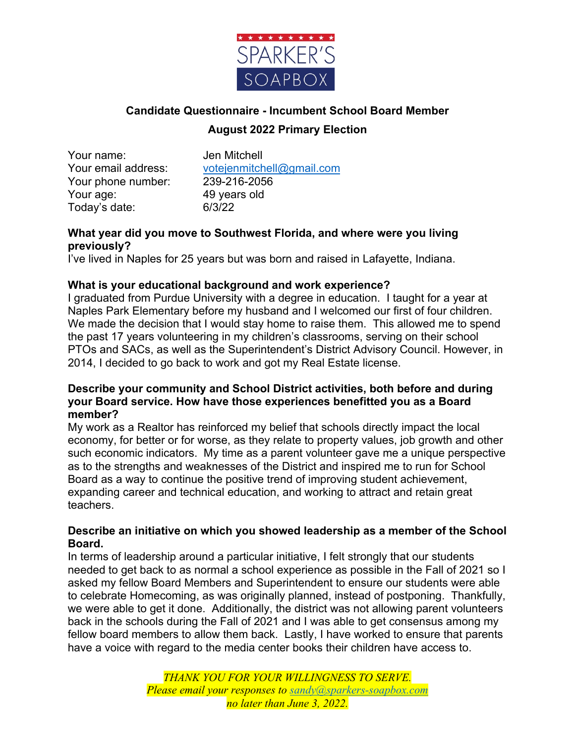SPARKER'S SOAPBOX

## Candidate Questionnaire - Incumbent School Board Member

## August 2022 Primary Election

| | |
|---|---|
| Your name: | Jen Mitchell |
| Your email address: | votejenmitchell@gmail.com |
| Your phone number: | 239-216-2056 |
| Your age: | 49 years old |
| Today's date: | 6/3/22 |

**What year did you move to Southwest Florida, and where were you living previously?**

I've lived in Naples for 25 years but was born and raised in Lafayette, Indiana.

**What is your educational background and work experience?**

I graduated from Purdue University with a degree in education. I taught for a year at Naples Park Elementary before my husband and I welcomed our first of four children. We made the decision that I would stay home to raise them. This allowed me to spend the past 17 years volunteering in my children's classrooms, serving on their school PTOs and SACs, as well as the Superintendent's District Advisory Council. However, in 2014, I decided to go back to work and got my Real Estate license.

**Describe your community and School District activities, both before and during your Board service. How have those experiences benefitted you as a Board member?**

My work as a Realtor has reinforced my belief that schools directly impact the local economy, for better or for worse, as they relate to property values, job growth and other such economic indicators. My time as a parent volunteer gave me a unique perspective as to the strengths and weaknesses of the District and inspired me to run for School Board as a way to continue the positive trend of improving student achievement, expanding career and technical education, and working to attract and retain great teachers.

**Describe an initiative on which you showed leadership as a member of the School Board.**

In terms of leadership around a particular initiative, I felt strongly that our students needed to get back to as normal a school experience as possible in the Fall of 2021 so I asked my fellow Board Members and Superintendent to ensure our students were able to celebrate Homecoming, as was originally planned, instead of postponing. Thankfully, we were able to get it done. Additionally, the district was not allowing parent volunteers back in the schools during the Fall of 2021 and I was able to get consensus among my fellow board members to allow them back. Lastly, I have worked to ensure that parents have a voice with regard to the media center books their children have access to.

*THANK YOU FOR YOUR WILLINGNESS TO SERVE.*
*Please email your responses to sandy@sparkers-soapbox.com*
*no later than June 3, 2022.*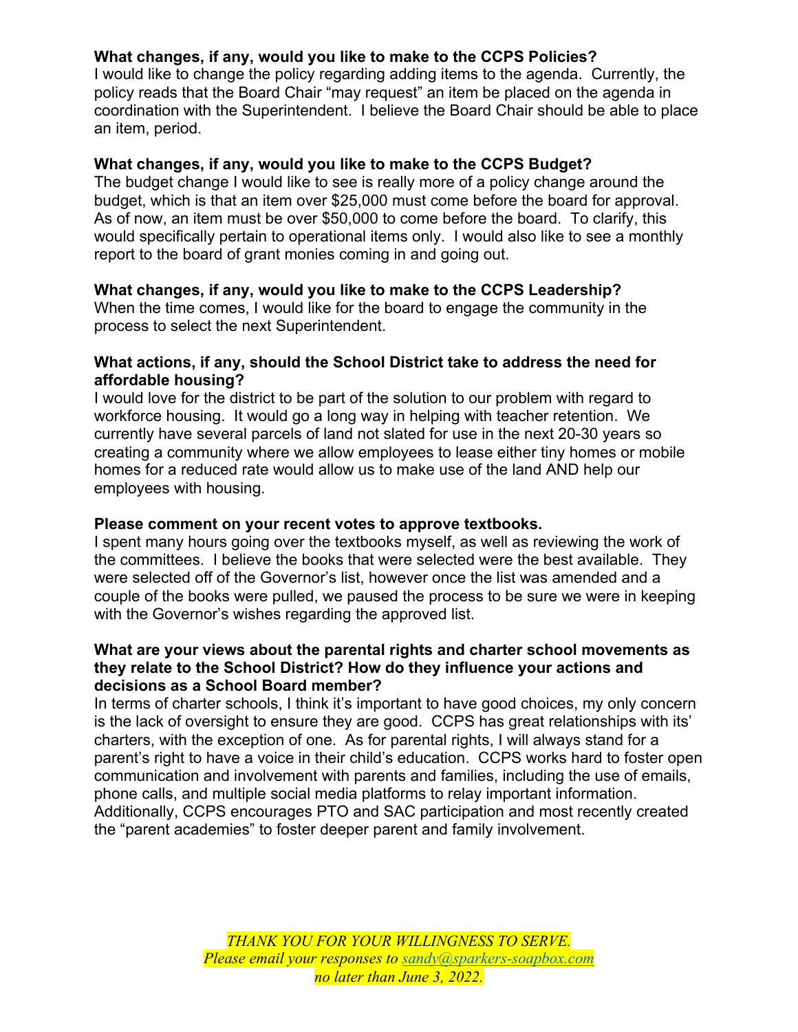**What changes, if any, would you like to make to the CCPS Policies?**
I would like to change the policy regarding adding items to the agenda. Currently, the policy reads that the Board Chair "may request" an item be placed on the agenda in coordination with the Superintendent. I believe the Board Chair should be able to place an item, period.

**What changes, if any, would you like to make to the CCPS Budget?**
The budget change I would like to see is really more of a policy change around the budget, which is that an item over $25,000 must come before the board for approval. As of now, an item must be over $50,000 to come before the board. To clarify, this would specifically pertain to operational items only. I would also like to see a monthly report to the board of grant monies coming in and going out.

**What changes, if any, would you like to make to the CCPS Leadership?**
When the time comes, I would like for the board to engage the community in the process to select the next Superintendent.

**What actions, if any, should the School District take to address the need for affordable housing?**
I would love for the district to be part of the solution to our problem with regard to workforce housing. It would go a long way in helping with teacher retention. We currently have several parcels of land not slated for use in the next 20-30 years so creating a community where we allow employees to lease either tiny homes or mobile homes for a reduced rate would allow us to make use of the land AND help our employees with housing.

**Please comment on your recent votes to approve textbooks.**
I spent many hours going over the textbooks myself, as well as reviewing the work of the committees. I believe the books that were selected were the best available. They were selected off of the Governor's list, however once the list was amended and a couple of the books were pulled, we paused the process to be sure we were in keeping with the Governor's wishes regarding the approved list.

**What are your views about the parental rights and charter school movements as they relate to the School District? How do they influence your actions and decisions as a School Board member?**
In terms of charter schools, I think it's important to have good choices, my only concern is the lack of oversight to ensure they are good. CCPS has great relationships with its' charters, with the exception of one. As for parental rights, I will always stand for a parent's right to have a voice in their child's education. CCPS works hard to foster open communication and involvement with parents and families, including the use of emails, phone calls, and multiple social media platforms to relay important information. Additionally, CCPS encourages PTO and SAC participation and most recently created the "parent academies" to foster deeper parent and family involvement.

*THANK YOU FOR YOUR WILLINGNESS TO SERVE.*
*Please email your responses to sandy@sparkers-soapbox.com*
*no later than June 3, 2022.*